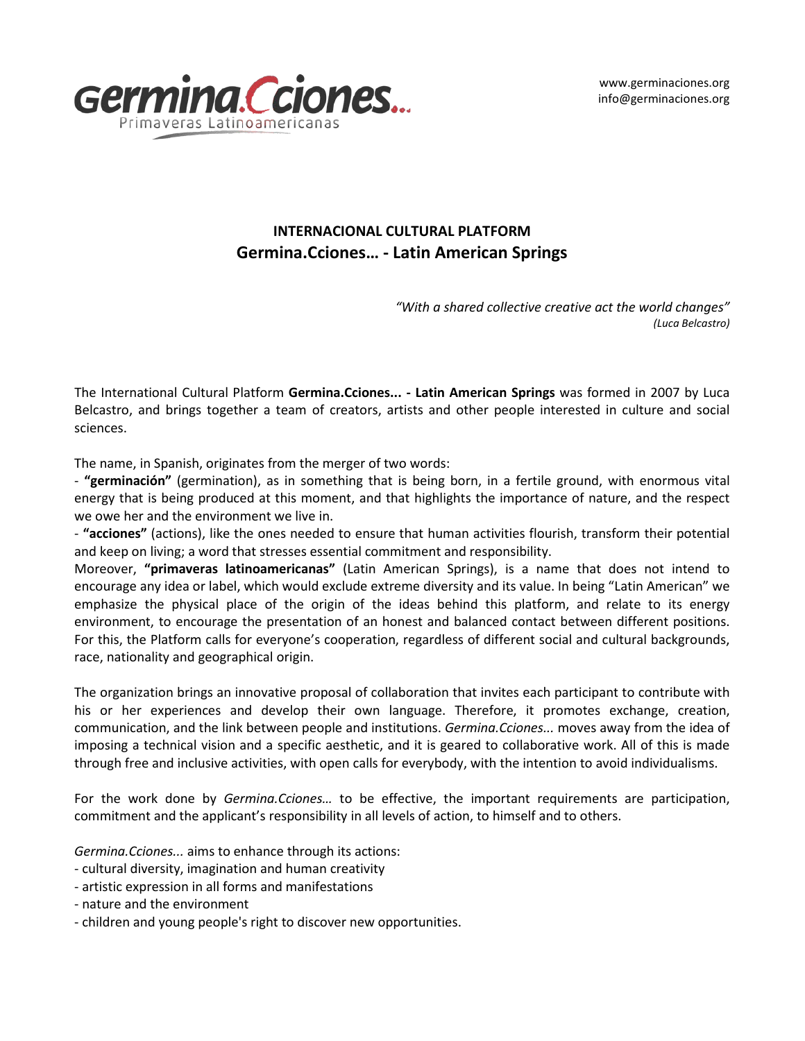Germina.Cciones... Primaveras Latinoamericanas

www.germinaciones.org
info@germinaciones.org

## INTERNACIONAL CULTURAL PLATFORM
## Germina.Cciones… - Latin American Springs

*"With a shared collective creative act the world changes"*
*(Luca Belcastro)*

The International Cultural Platform **Germina.Cciones... - Latin American Springs** was formed in 2007 by Luca Belcastro, and brings together a team of creators, artists and other people interested in culture and social sciences.

The name, in Spanish, originates from the merger of two words:
- **"germinación"** (germination), as in something that is being born, in a fertile ground, with enormous vital energy that is being produced at this moment, and that highlights the importance of nature, and the respect we owe her and the environment we live in.
- **"acciones"** (actions), like the ones needed to ensure that human activities flourish, transform their potential and keep on living; a word that stresses essential commitment and responsibility.

Moreover, **"primaveras latinoamericanas"** (Latin American Springs), is a name that does not intend to encourage any idea or label, which would exclude extreme diversity and its value. In being "Latin American" we emphasize the physical place of the origin of the ideas behind this platform, and relate to its energy environment, to encourage the presentation of an honest and balanced contact between different positions. For this, the Platform calls for everyone's cooperation, regardless of different social and cultural backgrounds, race, nationality and geographical origin.

The organization brings an innovative proposal of collaboration that invites each participant to contribute with his or her experiences and develop their own language. Therefore, it promotes exchange, creation, communication, and the link between people and institutions. *Germina.Cciones...* moves away from the idea of imposing a technical vision and a specific aesthetic, and it is geared to collaborative work. All of this is made through free and inclusive activities, with open calls for everybody, with the intention to avoid individualisms.

For the work done by *Germina.Cciones…* to be effective, the important requirements are participation, commitment and the applicant's responsibility in all levels of action, to himself and to others.

*Germina.Cciones...* aims to enhance through its actions:
- cultural diversity, imagination and human creativity
- artistic expression in all forms and manifestations
- nature and the environment
- children and young people's right to discover new opportunities.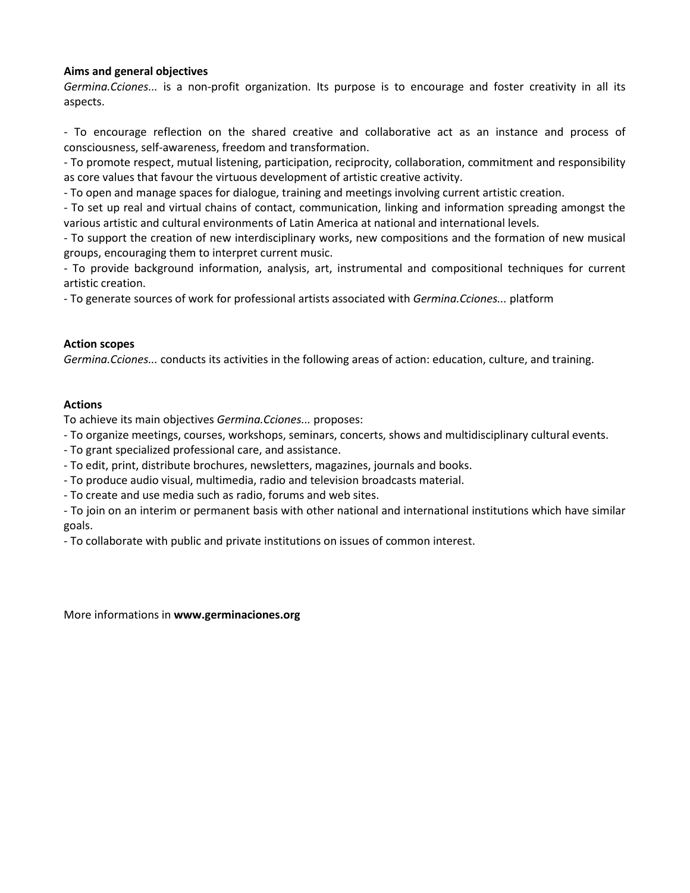**Aims and general objectives**

*Germina.Cciones...* is a non-profit organization. Its purpose is to encourage and foster creativity in all its aspects.

- To encourage reflection on the shared creative and collaborative act as an instance and process of consciousness, self-awareness, freedom and transformation.
- To promote respect, mutual listening, participation, reciprocity, collaboration, commitment and responsibility as core values that favour the virtuous development of artistic creative activity.
- To open and manage spaces for dialogue, training and meetings involving current artistic creation.
- To set up real and virtual chains of contact, communication, linking and information spreading amongst the various artistic and cultural environments of Latin America at national and international levels.
- To support the creation of new interdisciplinary works, new compositions and the formation of new musical groups, encouraging them to interpret current music.
- To provide background information, analysis, art, instrumental and compositional techniques for current artistic creation.
- To generate sources of work for professional artists associated with *Germina.Cciones...* platform

**Action scopes**

*Germina.Cciones...* conducts its activities in the following areas of action: education, culture, and training.

**Actions**

To achieve its main objectives *Germina.Cciones...* proposes:

- To organize meetings, courses, workshops, seminars, concerts, shows and multidisciplinary cultural events.
- To grant specialized professional care, and assistance.
- To edit, print, distribute brochures, newsletters, magazines, journals and books.
- To produce audio visual, multimedia, radio and television broadcasts material.
- To create and use media such as radio, forums and web sites.
- To join on an interim or permanent basis with other national and international institutions which have similar goals.
- To collaborate with public and private institutions on issues of common interest.

More informations in **www.germinaciones.org**